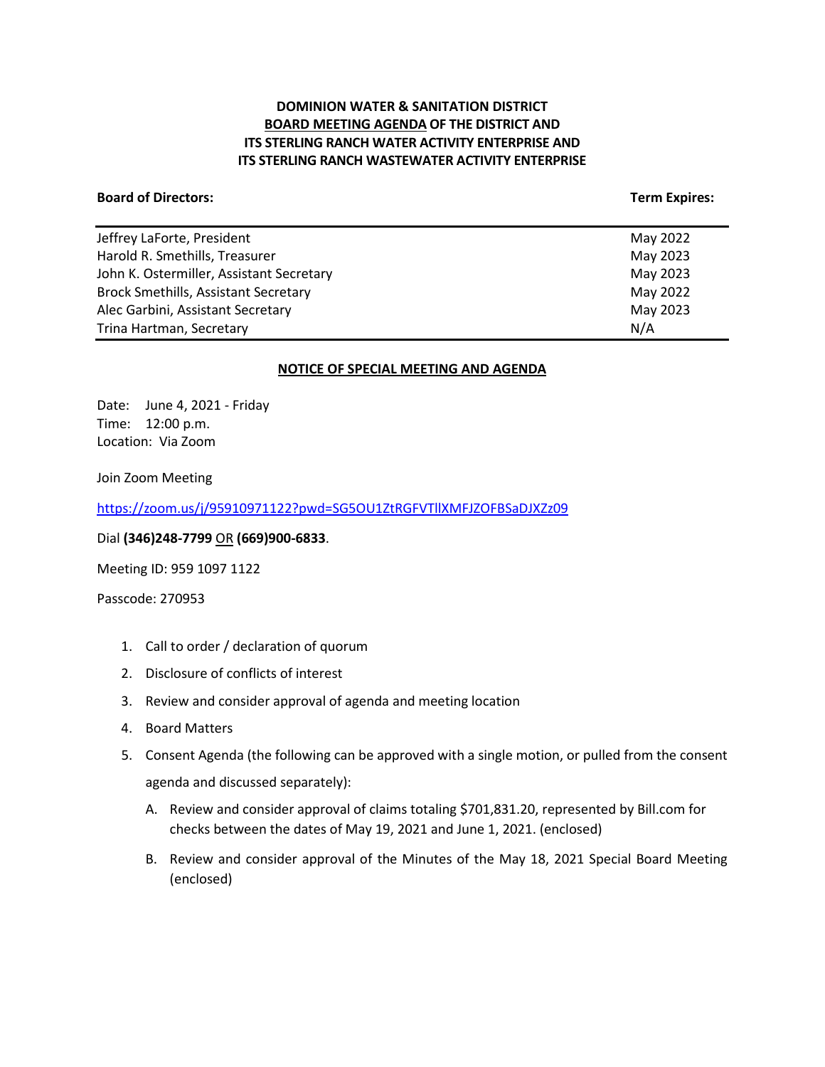**DOMINION WATER & SANITATION DISTRICT**
**BOARD MEETING AGENDA OF THE DISTRICT AND**
**ITS STERLING RANCH WATER ACTIVITY ENTERPRISE AND**
**ITS STERLING RANCH WASTEWATER ACTIVITY ENTERPRISE**

| **Board of Directors:** | **Term Expires:** |
|---|---|
| Jeffrey LaForte, President | May 2022 |
| Harold R. Smethills, Treasurer | May 2023 |
| John K. Ostermiller, Assistant Secretary | May 2023 |
| Brock Smethills, Assistant Secretary | May 2022 |
| Alec Garbini, Assistant Secretary | May 2023 |
| Trina Hartman, Secretary | N/A |

**NOTICE OF SPECIAL MEETING AND AGENDA**

Date: June 4, 2021 - Friday
Time: 12:00 p.m.
Location: Via Zoom

Join Zoom Meeting

https://zoom.us/j/95910971122?pwd=SG5OU1ZtRGFVTllXMFJZOFBSaDJXZz09

Dial **(346)248-7799** OR **(669)900-6833**.

Meeting ID: 959 1097 1122

Passcode: 270953

1. Call to order / declaration of quorum
2. Disclosure of conflicts of interest
3. Review and consider approval of agenda and meeting location
4. Board Matters
5. Consent Agenda (the following can be approved with a single motion, or pulled from the consent agenda and discussed separately):
   A. Review and consider approval of claims totaling $701,831.20, represented by Bill.com for checks between the dates of May 19, 2021 and June 1, 2021. (enclosed)
   B. Review and consider approval of the Minutes of the May 18, 2021 Special Board Meeting (enclosed)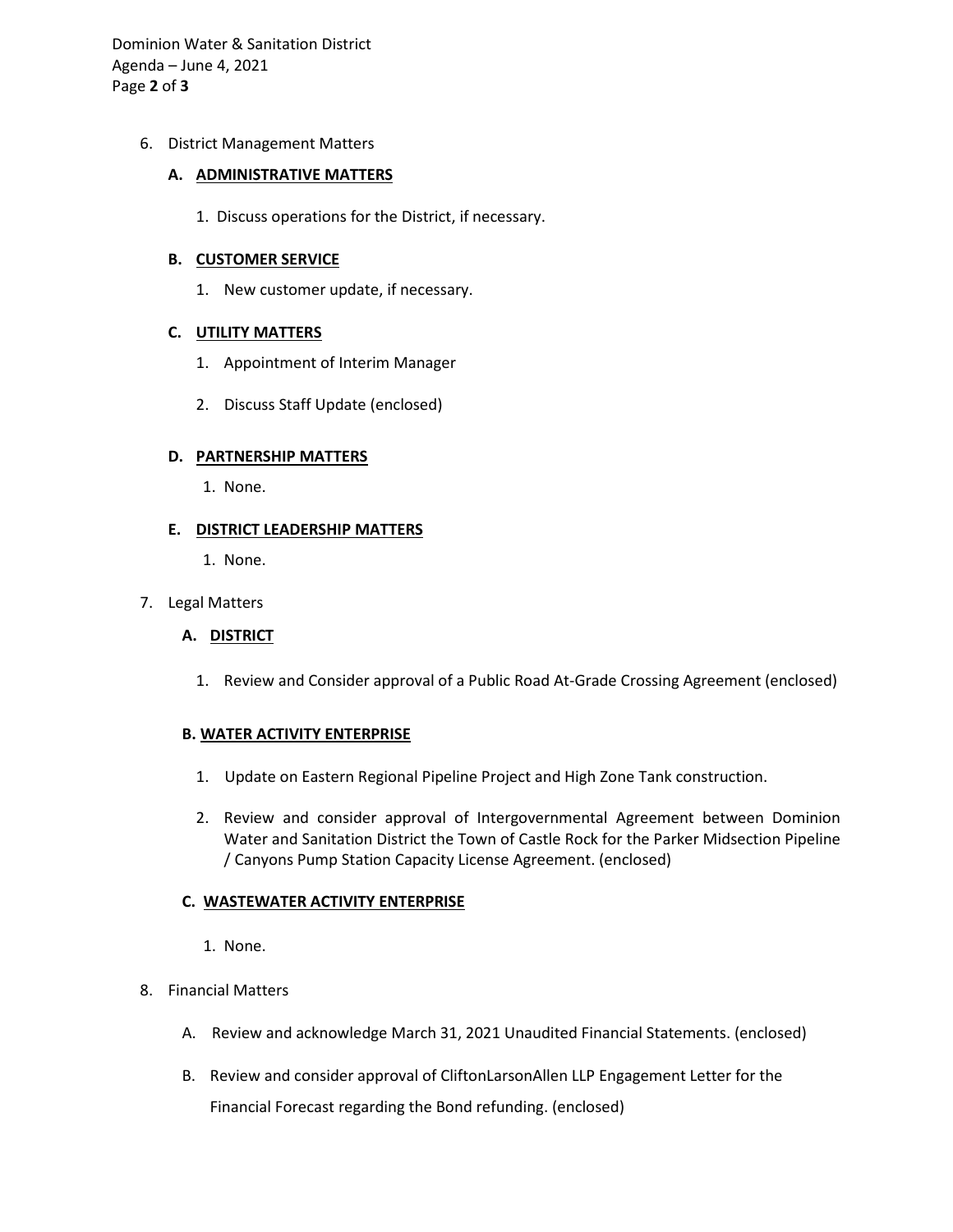6. District Management Matters

   **A. ADMINISTRATIVE MATTERS**

   1. Discuss operations for the District, if necessary.

   **B. CUSTOMER SERVICE**

   1. New customer update, if necessary.

   **C. UTILITY MATTERS**

   1. Appointment of Interim Manager

   2. Discuss Staff Update (enclosed)

   **D. PARTNERSHIP MATTERS**

   1. None.

   **E. DISTRICT LEADERSHIP MATTERS**

   1. None.

7. Legal Matters

   **A. DISTRICT**

   1. Review and Consider approval of a Public Road At-Grade Crossing Agreement (enclosed)

   **B. WATER ACTIVITY ENTERPRISE**

   1. Update on Eastern Regional Pipeline Project and High Zone Tank construction.

   2. Review and consider approval of Intergovernmental Agreement between Dominion Water and Sanitation District the Town of Castle Rock for the Parker Midsection Pipeline / Canyons Pump Station Capacity License Agreement. (enclosed)

   **C. WASTEWATER ACTIVITY ENTERPRISE**

   1. None.

8. Financial Matters

   A. Review and acknowledge March 31, 2021 Unaudited Financial Statements. (enclosed)

   B. Review and consider approval of CliftonLarsonAllen LLP Engagement Letter for the Financial Forecast regarding the Bond refunding. (enclosed)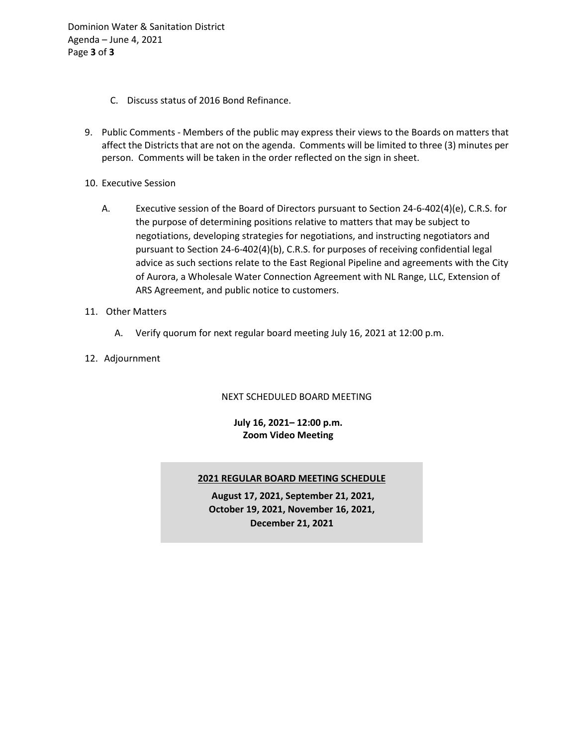C. Discuss status of 2016 Bond Refinance.

9. Public Comments - Members of the public may express their views to the Boards on matters that affect the Districts that are not on the agenda. Comments will be limited to three (3) minutes per person. Comments will be taken in the order reflected on the sign in sheet.

10. Executive Session

    A. Executive session of the Board of Directors pursuant to Section 24-6-402(4)(e), C.R.S. for the purpose of determining positions relative to matters that may be subject to negotiations, developing strategies for negotiations, and instructing negotiators and pursuant to Section 24-6-402(4)(b), C.R.S. for purposes of receiving confidential legal advice as such sections relate to the East Regional Pipeline and agreements with the City of Aurora, a Wholesale Water Connection Agreement with NL Range, LLC, Extension of ARS Agreement, and public notice to customers.

11. Other Matters

    A. Verify quorum for next regular board meeting July 16, 2021 at 12:00 p.m.

12. Adjournment

NEXT SCHEDULED BOARD MEETING

**July 16, 2021– 12:00 p.m.**
**Zoom Video Meeting**

**2021 REGULAR BOARD MEETING SCHEDULE**

**August 17, 2021, September 21, 2021,**
**October 19, 2021, November 16, 2021,**
**December 21, 2021**